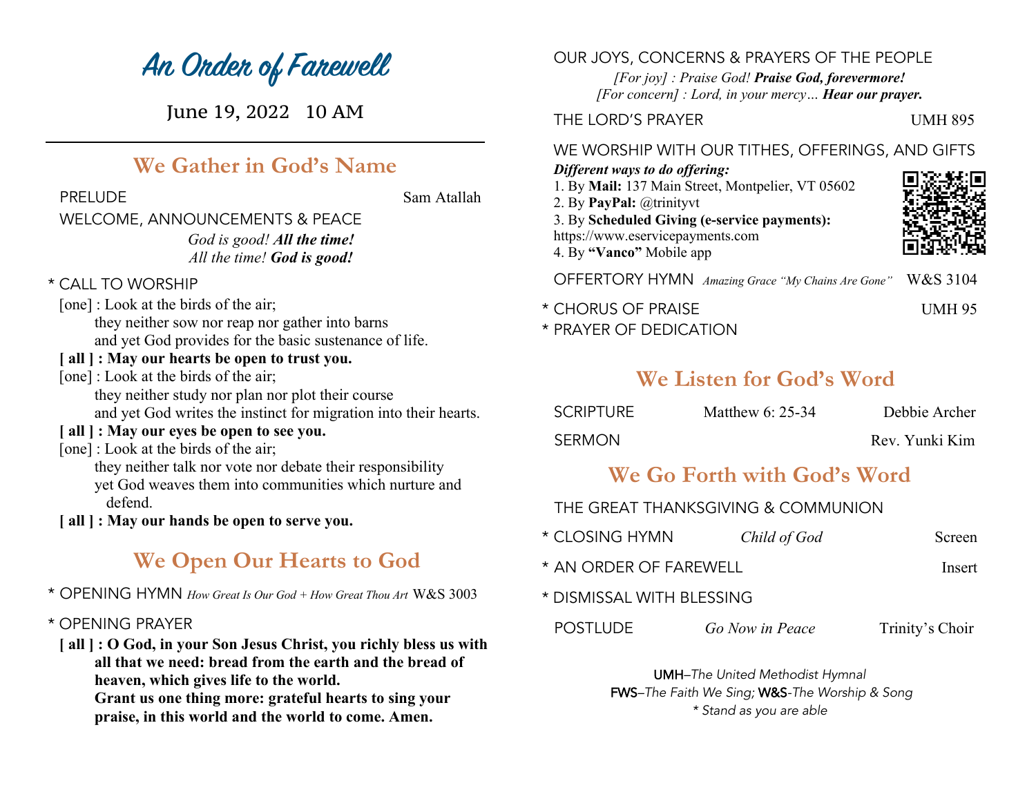# An Order of Farewell

June 19, 2022 10 AM

## We Gather in God's Name

PRELUDE — Sam Atallah

WELCOME, ANNOUNCEMENTS & PEACE

*God is good!* ***All the time!***
*All the time!* ***God is good!***

\* CALL TO WORSHIP

[one] : Look at the birds of the air;
they neither sow nor reap nor gather into barns
and yet God provides for the basic sustenance of life.

**[ all ] : May our hearts be open to trust you.**

[one] : Look at the birds of the air;
they neither study nor plan nor plot their course
and yet God writes the instinct for migration into their hearts.

**[ all ] : May our eyes be open to see you.**

[one] : Look at the birds of the air;
they neither talk nor vote nor debate their responsibility
yet God weaves them into communities which nurture and defend.

**[ all ] : May our hands be open to serve you.**

## We Open Our Hearts to God

\* OPENING HYMN *How Great Is Our God + How Great Thou Art* W&S 3003

\* OPENING PRAYER

**[ all ] : O God, in your Son Jesus Christ, you richly bless us with all that we need: bread from the earth and the bread of heaven, which gives life to the world.
Grant us one thing more: grateful hearts to sing your praise, in this world and the world to come. Amen.**

OUR JOYS, CONCERNS & PRAYERS OF THE PEOPLE

*[For joy] : Praise God!* ***Praise God, forevermore!***
*[For concern] : Lord, in your mercy…* ***Hear our prayer.***

THE LORD'S PRAYER — UMH 895

WE WORSHIP WITH OUR TITHES, OFFERINGS, AND GIFTS

***Different ways to do offering:***

1. By **Mail:** 137 Main Street, Montpelier, VT 05602
2. By **PayPal:** @trinityvt
3. By **Scheduled Giving (e-service payments):** https://www.eservicepayments.com
4. By **"Vanco"** Mobile app

OFFERTORY HYMN *Amazing Grace "My Chains Are Gone"* W&S 3104

\* CHORUS OF PRAISE — UMH 95

\* PRAYER OF DEDICATION

## We Listen for God's Word

SCRIPTURE — Matthew 6: 25-34 — Debbie Archer

SERMON — Rev. Yunki Kim

## We Go Forth with God's Word

THE GREAT THANKSGIVING & COMMUNION

\* CLOSING HYMN — *Child of God* — Screen

\* AN ORDER OF FAREWELL — Insert

\* DISMISSAL WITH BLESSING

POSTLUDE — *Go Now in Peace* — Trinity's Choir

UMH–*The United Methodist Hymnal*
FWS–*The Faith We Sing*; W&S-*The Worship & Song*
*\* Stand as you are able*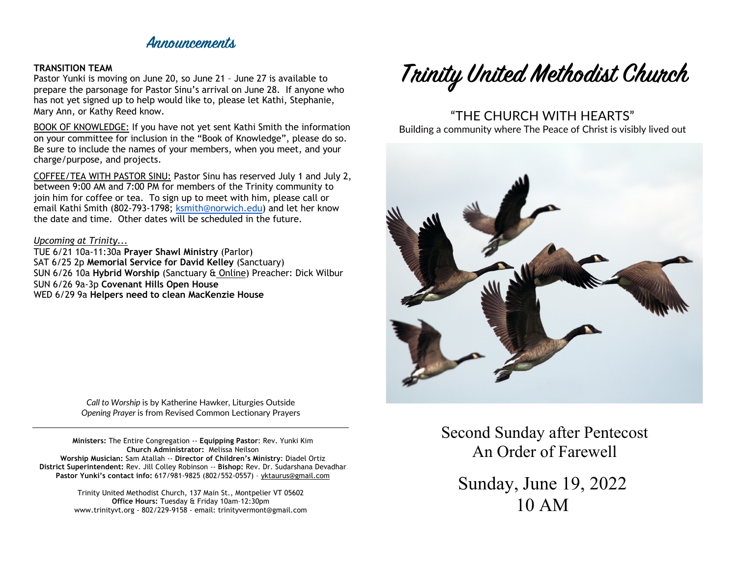## Announcements

**TRANSITION TEAM**
Pastor Yunki is moving on June 20, so June 21 – June 27 is available to prepare the parsonage for Pastor Sinu's arrival on June 28. If anyone who has not yet signed up to help would like to, please let Kathi, Stephanie, Mary Ann, or Kathy Reed know.

BOOK OF KNOWLEDGE: If you have not yet sent Kathi Smith the information on your committee for inclusion in the "Book of Knowledge", please do so. Be sure to include the names of your members, when you meet, and your charge/purpose, and projects.

COFFEE/TEA WITH PASTOR SINU: Pastor Sinu has reserved July 1 and July 2, between 9:00 AM and 7:00 PM for members of the Trinity community to join him for coffee or tea. To sign up to meet with him, please call or email Kathi Smith (802-793-1798; ksmith@norwich.edu) and let her know the date and time. Other dates will be scheduled in the future.

*Upcoming at Trinity...*
TUE 6/21 10a-11:30a **Prayer Shawl Ministry** (Parlor)
SAT 6/25 2p **Memorial Service for David Kelley** (Sanctuary)
SUN 6/26 10a **Hybrid Worship** (Sanctuary & Online) Preacher: Dick Wilbur
SUN 6/26 9a-3p **Covenant Hills Open House**
WED 6/29 9a **Helpers need to clean MacKenzie House**

*Call to Worship* is by Katherine Hawker, Liturgies Outside
*Opening Prayer* is from Revised Common Lectionary Prayers

---

**Ministers:** The Entire Congregation -- **Equipping Pastor**: Rev. Yunki Kim
**Church Administrator:** Melissa Neilson
**Worship Musician:** Sam Atallah -- **Director of Children's Ministry**: Diadel Ortiz
**District Superintendent:** Rev. Jill Colley Robinson -- **Bishop:** Rev. Dr. Sudarshana Devadhar
**Pastor Yunki's contact info:** 617/981-9825 (802/552-0557) – yktaurus@gmail.com

Trinity United Methodist Church, 137 Main St., Montpelier VT 05602
**Office Hours:** Tuesday & Friday 10am–12:30pm
www.trinityvt.org - 802/229-9158 - email: trinityvermont@gmail.com

# Trinity United Methodist Church

"THE CHURCH WITH HEARTS"
Building a community where The Peace of Christ is visibly lived out

Second Sunday after Pentecost
An Order of Farewell

Sunday, June 19, 2022
10 AM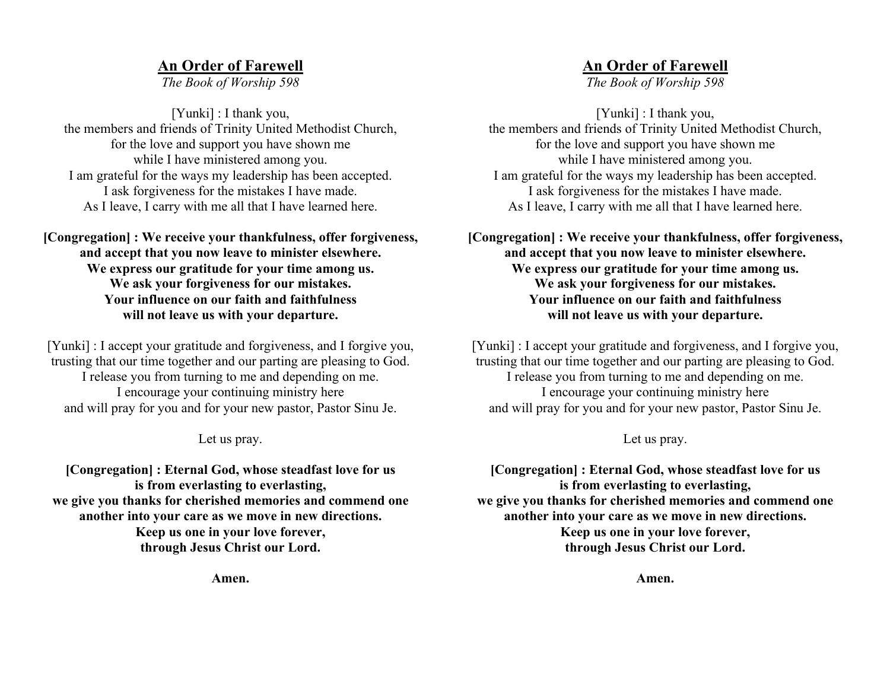## An Order of Farewell

*The Book of Worship 598*

[Yunki] : I thank you,
the members and friends of Trinity United Methodist Church,
for the love and support you have shown me
while I have ministered among you.
I am grateful for the ways my leadership has been accepted.
I ask forgiveness for the mistakes I have made.
As I leave, I carry with me all that I have learned here.

**[Congregation] : We receive your thankfulness, offer forgiveness,
and accept that you now leave to minister elsewhere.
We express our gratitude for your time among us.
We ask your forgiveness for our mistakes.
Your influence on our faith and faithfulness
will not leave us with your departure.**

[Yunki] : I accept your gratitude and forgiveness, and I forgive you,
trusting that our time together and our parting are pleasing to God.
I release you from turning to me and depending on me.
I encourage your continuing ministry here
and will pray for you and for your new pastor, Pastor Sinu Je.

Let us pray.

**[Congregation] : Eternal God, whose steadfast love for us
is from everlasting to everlasting,
we give you thanks for cherished memories and commend one
another into your care as we move in new directions.
Keep us one in your love forever,
through Jesus Christ our Lord.**

**Amen.**

## An Order of Farewell

*The Book of Worship 598*

[Yunki] : I thank you,
the members and friends of Trinity United Methodist Church,
for the love and support you have shown me
while I have ministered among you.
I am grateful for the ways my leadership has been accepted.
I ask forgiveness for the mistakes I have made.
As I leave, I carry with me all that I have learned here.

**[Congregation] : We receive your thankfulness, offer forgiveness,
and accept that you now leave to minister elsewhere.
We express our gratitude for your time among us.
We ask your forgiveness for our mistakes.
Your influence on our faith and faithfulness
will not leave us with your departure.**

[Yunki] : I accept your gratitude and forgiveness, and I forgive you,
trusting that our time together and our parting are pleasing to God.
I release you from turning to me and depending on me.
I encourage your continuing ministry here
and will pray for you and for your new pastor, Pastor Sinu Je.

Let us pray.

**[Congregation] : Eternal God, whose steadfast love for us
is from everlasting to everlasting,
we give you thanks for cherished memories and commend one
another into your care as we move in new directions.
Keep us one in your love forever,
through Jesus Christ our Lord.**

**Amen.**